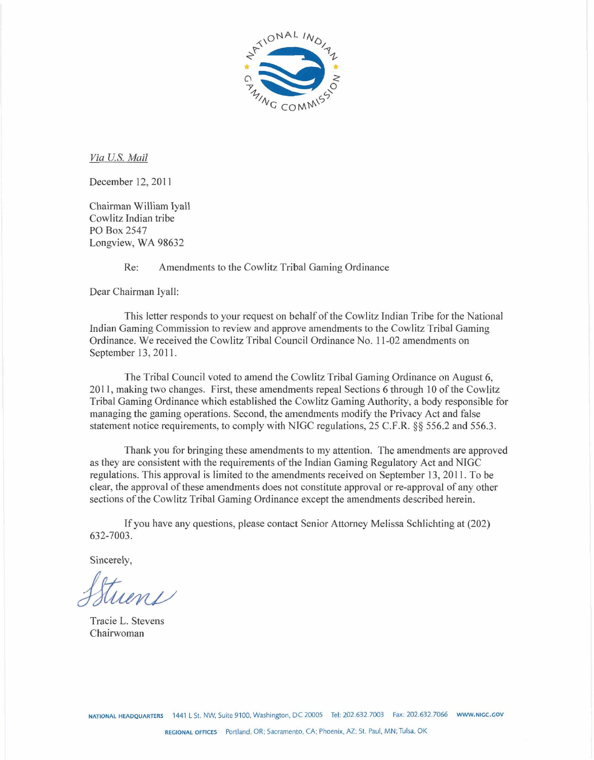*Via U.S. Mail*

December 12, 2011

Chairman William Iyall
Cowlitz Indian tribe
PO Box 2547
Longview, WA 98632

Re: Amendments to the Cowlitz Tribal Gaming Ordinance

Dear Chairman Iyall:

This letter responds to your request on behalf of the Cowlitz Indian Tribe for the National Indian Gaming Commission to review and approve amendments to the Cowlitz Tribal Gaming Ordinance. We received the Cowlitz Tribal Council Ordinance No. 11-02 amendments on September 13, 2011.

The Tribal Council voted to amend the Cowlitz Tribal Gaming Ordinance on August 6, 2011, making two changes. First, these amendments repeal Sections 6 through 10 of the Cowlitz Tribal Gaming Ordinance which established the Cowlitz Gaming Authority, a body responsible for managing the gaming operations. Second, the amendments modify the Privacy Act and false statement notice requirements, to comply with NIGC regulations, 25 C.F.R. §§ 556.2 and 556.3.

Thank you for bringing these amendments to my attention. The amendments are approved as they are consistent with the requirements of the Indian Gaming Regulatory Act and NIGC regulations. This approval is limited to the amendments received on September 13, 2011. To be clear, the approval of these amendments does not constitute approval or re-approval of any other sections of the Cowlitz Tribal Gaming Ordinance except the amendments described herein.

If you have any questions, please contact Senior Attorney Melissa Schlichting at (202) 632-7003.

Sincerely,

Tracie L. Stevens
Chairwoman

NATIONAL HEADQUARTERS 1441 L St. NW, Suite 9100, Washington, DC 20005 Tel: 202.632.7003 Fax: 202.632.7066 WWW.NIGC.GOV

REGIONAL OFFICES Portland, OR; Sacramento, CA; Phoenix, AZ; St. Paul, MN; Tulsa, OK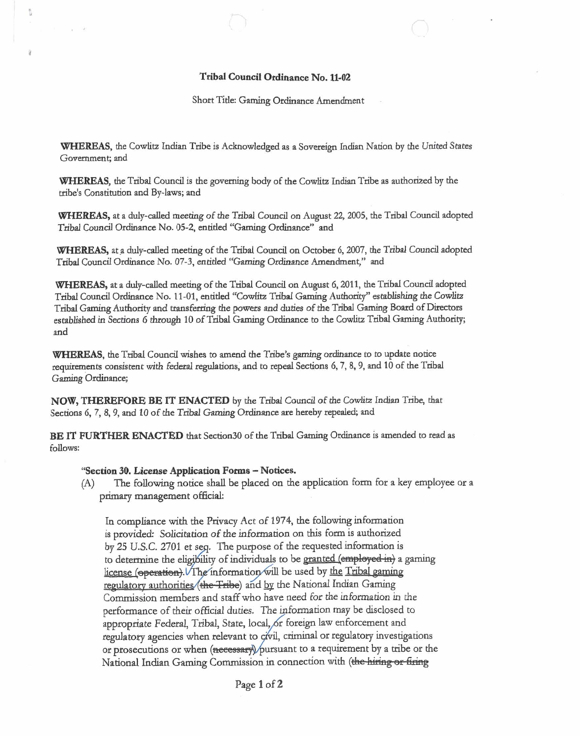**Tribal Council Ordinance No. 11-02**

Short Title: Gaming Ordinance Amendment

**WHEREAS,** the Cowlitz Indian Tribe is Acknowledged as a Sovereign Indian Nation by the United States Government; and

**WHEREAS,** the Tribal Council is the governing body of the Cowlitz Indian Tribe as authorized by the tribe's Constitution and By-laws; and

**WHEREAS,** at a duly-called meeting of the Tribal Council on August 22, 2005, the Tribal Council adopted Tribal Council Ordinance No. 05-2, entitled "Gaming Ordinance" and

**WHEREAS,** at a duly-called meeting of the Tribal Council on October 6, 2007, the Tribal Council adopted Tribal Council Ordinance No. 07-3, entitled "Gaming Ordinance Amendment," and

**WHEREAS,** at a duly-called meeting of the Tribal Council on August 6, 2011, the Tribal Council adopted Tribal Council Ordinance No. 11-01, entitled "Cowlitz Tribal Gaming Authority" establishing the Cowlitz Tribal Gaming Authority and transferring the powers and duties of the Tribal Gaming Board of Directors established in Sections 6 through 10 of Tribal Gaming Ordinance to the Cowlitz Tribal Gaming Authority; and

**WHEREAS,** the Tribal Council wishes to amend the Tribe's gaming ordinance to to update notice requirements consistent with federal regulations, and to repeal Sections 6, 7, 8, 9, and 10 of the Tribal Gaming Ordinance;

**NOW, THEREFORE BE IT ENACTED** by the Tribal Council of the Cowlitz Indian Tribe, that Sections 6, 7, 8, 9, and 10 of the Tribal Gaming Ordinance are hereby repealed; and

**BE IT FURTHER ENACTED** that Section30 of the Tribal Gaming Ordinance is amended to read as follows:

"**Section 30. License Application Forms – Notices.**

(A) The following notice shall be placed on the application form for a key employee or a primary management official:

> In compliance with the Privacy Act of 1974, the following information is provided: Solicitation of the information on this form is authorized by 25 U.S.C. 2701 et seq. The purpose of the requested information is to determine the eligibility of individuals to be <u>granted</u> (~~employed in~~) a gaming <u>license</u> (~~operation~~). The information will be used by <u>the</u> <u>Tribal gaming regulatory authorities</u> (~~the Tribe~~) and <u>by</u> the National Indian Gaming Commission members and staff who have need for the information in the performance of their official duties. The information may be disclosed to appropriate Federal, Tribal, State, local, or foreign law enforcement and regulatory agencies when relevant to civil, criminal or regulatory investigations or prosecutions or when (~~necessary~~) pursuant to a requirement by a tribe or the National Indian Gaming Commission in connection with (~~the hiring or firing~~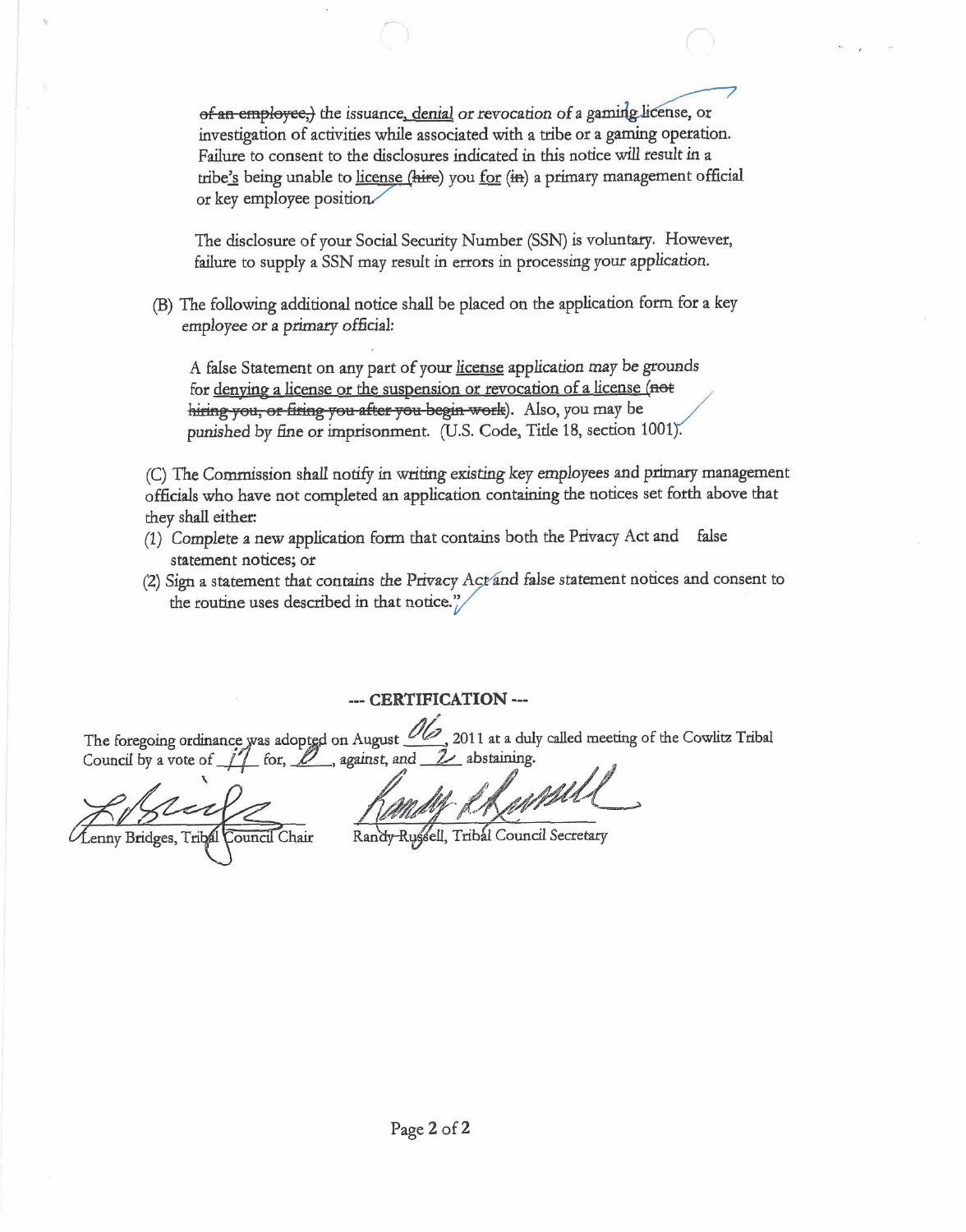~~of an employee,)~~ the issuance, denial or revocation of a gaming license, or investigation of activities while associated with a tribe or a gaming operation. Failure to consent to the disclosures indicated in this notice will result in a tribe's being unable to license ~~(hire)~~ you for ~~(in)~~ a primary management official or key employee position.

The disclosure of your Social Security Number (SSN) is voluntary. However, failure to supply a SSN may result in errors in processing your application.

(B) The following additional notice shall be placed on the application form for a key employee or a primary official:

A false Statement on any part of your license application may be grounds for denying a license or the suspension or revocation of a license ~~(not hiring you, or firing you after you begin work)~~. Also, you may be punished by fine or imprisonment. (U.S. Code, Title 18, section 1001).

(C) The Commission shall notify in writing existing key employees and primary management officials who have not completed an application containing the notices set forth above that they shall either:

(1) Complete a new application form that contains both the Privacy Act and false statement notices; or

(2) Sign a statement that contains the Privacy Act and false statement notices and consent to the routine uses described in that notice."

## --- CERTIFICATION ---

The foregoing ordinance was adopted on August 06, 2011 at a duly called meeting of the Cowlitz Tribal Council by a vote of 11 for, 0, against, and 2 abstaining.

Lenny Bridges, Tribal Council Chair

Randy Russell, Tribal Council Secretary